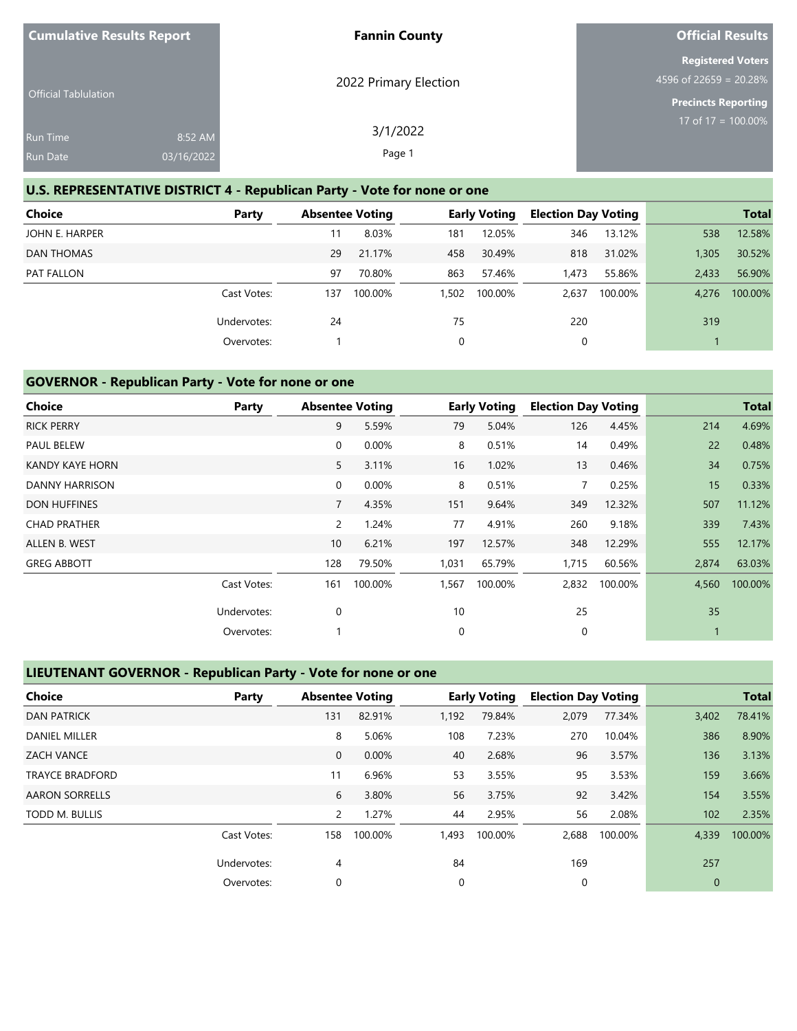| Cumulative Results Report | Fannin County | Official Results |
|---|---|---|
| Official Tabulation | 2022 Primary Election | Registered Voters 4596 of 22659 = 20.28% |
| Run Time 8:52 AM | 3/1/2022 | Precincts Reporting 17 of 17 = 100.00% |
| Run Date 03/16/2022 | | |

## U.S. REPRESENTATIVE DISTRICT 4 - Republican Party - Vote for none or one

| Choice | Party | Absentee Voting | | Early Voting | | Election Day Voting | | Total | |
|---|---|---|---|---|---|---|---|---|---|
| JOHN E. HARPER | | 11 | 8.03% | 181 | 12.05% | 346 | 13.12% | 538 | 12.58% |
| DAN THOMAS | | 29 | 21.17% | 458 | 30.49% | 818 | 31.02% | 1,305 | 30.52% |
| PAT FALLON | | 97 | 70.80% | 863 | 57.46% | 1,473 | 55.86% | 2,433 | 56.90% |
| | Cast Votes: | 137 | 100.00% | 1,502 | 100.00% | 2,637 | 100.00% | 4,276 | 100.00% |
| | Undervotes: | 24 | | 75 | | 220 | | 319 | |
| | Overvotes: | 1 | | 0 | | 0 | | 1 | |

## GOVERNOR - Republican Party - Vote for none or one

| Choice | Party | Absentee Voting | | Early Voting | | Election Day Voting | | Total | |
|---|---|---|---|---|---|---|---|---|---|
| RICK PERRY | | 9 | 5.59% | 79 | 5.04% | 126 | 4.45% | 214 | 4.69% |
| PAUL BELEW | | 0 | 0.00% | 8 | 0.51% | 14 | 0.49% | 22 | 0.48% |
| KANDY KAYE HORN | | 5 | 3.11% | 16 | 1.02% | 13 | 0.46% | 34 | 0.75% |
| DANNY HARRISON | | 0 | 0.00% | 8 | 0.51% | 7 | 0.25% | 15 | 0.33% |
| DON HUFFINES | | 7 | 4.35% | 151 | 9.64% | 349 | 12.32% | 507 | 11.12% |
| CHAD PRATHER | | 2 | 1.24% | 77 | 4.91% | 260 | 9.18% | 339 | 7.43% |
| ALLEN B. WEST | | 10 | 6.21% | 197 | 12.57% | 348 | 12.29% | 555 | 12.17% |
| GREG ABBOTT | | 128 | 79.50% | 1,031 | 65.79% | 1,715 | 60.56% | 2,874 | 63.03% |
| | Cast Votes: | 161 | 100.00% | 1,567 | 100.00% | 2,832 | 100.00% | 4,560 | 100.00% |
| | Undervotes: | 0 | | 10 | | 25 | | 35 | |
| | Overvotes: | 1 | | 0 | | 0 | | 1 | |

## LIEUTENANT GOVERNOR - Republican Party - Vote for none or one

| Choice | Party | Absentee Voting | | Early Voting | | Election Day Voting | | Total | |
|---|---|---|---|---|---|---|---|---|---|
| DAN PATRICK | | 131 | 82.91% | 1,192 | 79.84% | 2,079 | 77.34% | 3,402 | 78.41% |
| DANIEL MILLER | | 8 | 5.06% | 108 | 7.23% | 270 | 10.04% | 386 | 8.90% |
| ZACH VANCE | | 0 | 0.00% | 40 | 2.68% | 96 | 3.57% | 136 | 3.13% |
| TRAYCE BRADFORD | | 11 | 6.96% | 53 | 3.55% | 95 | 3.53% | 159 | 3.66% |
| AARON SORRELLS | | 6 | 3.80% | 56 | 3.75% | 92 | 3.42% | 154 | 3.55% |
| TODD M. BULLIS | | 2 | 1.27% | 44 | 2.95% | 56 | 2.08% | 102 | 2.35% |
| | Cast Votes: | 158 | 100.00% | 1,493 | 100.00% | 2,688 | 100.00% | 4,339 | 100.00% |
| | Undervotes: | 4 | | 84 | | 169 | | 257 | |
| | Overvotes: | 0 | | 0 | | 0 | | 0 | |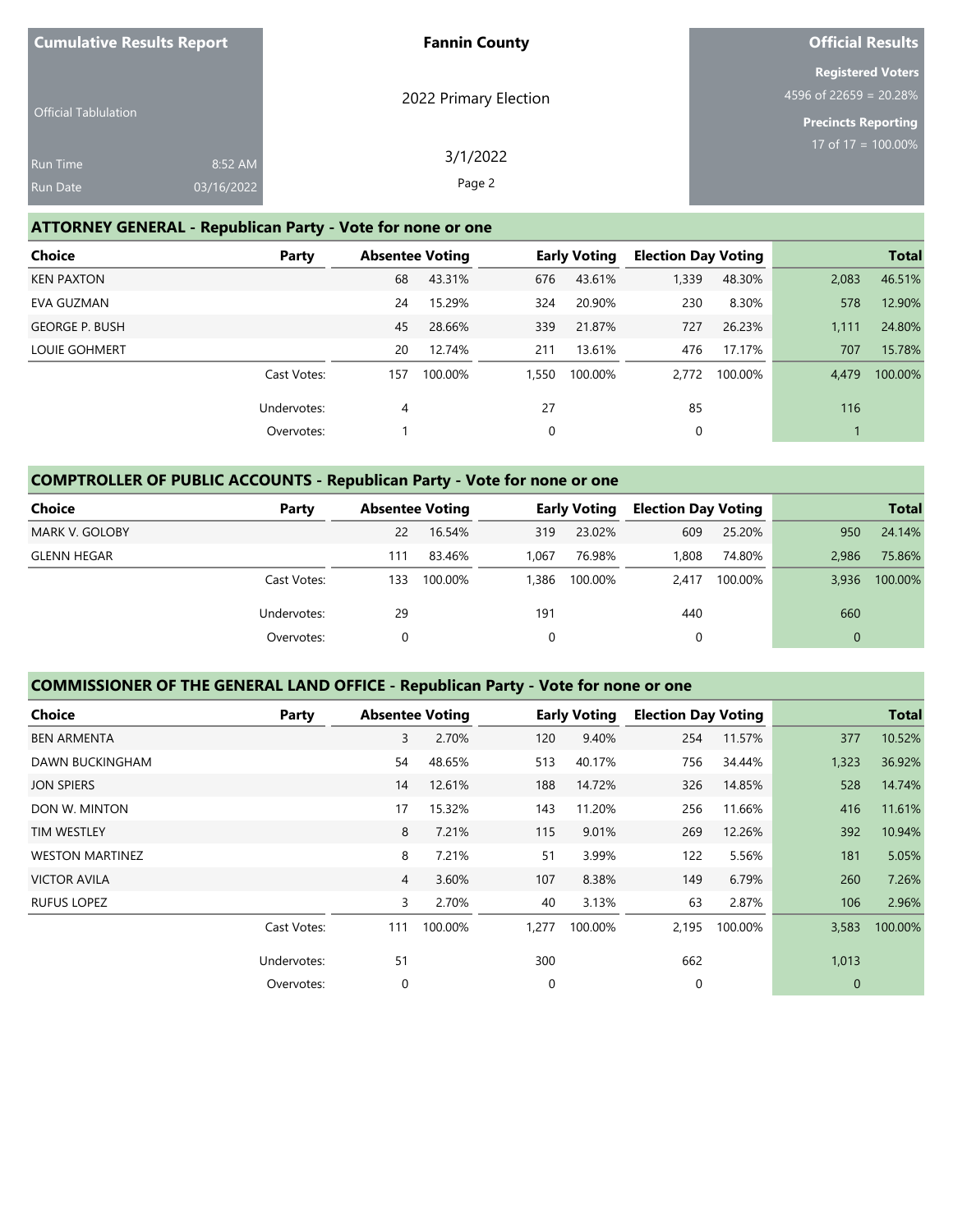**Cumulative Results Report**

Official Tabulation

Run Time 8:52 AM

Run Date 03/16/2022

**Fannin County**

2022 Primary Election

3/1/2022

**Official Results**

**Registered Voters**

4596 of 22659 = 20.28%

**Precincts Reporting**

17 of 17 = 100.00%

## ATTORNEY GENERAL - Republican Party - Vote for none or one

| Choice | Party | Absentee Voting | | Early Voting | | Election Day Voting | | Total | |
|---|---|---|---|---|---|---|---|---|---|
| KEN PAXTON | | 68 | 43.31% | 676 | 43.61% | 1,339 | 48.30% | 2,083 | 46.51% |
| EVA GUZMAN | | 24 | 15.29% | 324 | 20.90% | 230 | 8.30% | 578 | 12.90% |
| GEORGE P. BUSH | | 45 | 28.66% | 339 | 21.87% | 727 | 26.23% | 1,111 | 24.80% |
| LOUIE GOHMERT | | 20 | 12.74% | 211 | 13.61% | 476 | 17.17% | 707 | 15.78% |
| | Cast Votes: | 157 | 100.00% | 1,550 | 100.00% | 2,772 | 100.00% | 4,479 | 100.00% |
| | Undervotes: | 4 | | 27 | | 85 | | 116 | |
| | Overvotes: | 1 | | 0 | | 0 | | 1 | |

## COMPTROLLER OF PUBLIC ACCOUNTS - Republican Party - Vote for none or one

| Choice | Party | Absentee Voting | | Early Voting | | Election Day Voting | | Total | |
|---|---|---|---|---|---|---|---|---|---|
| MARK V. GOLOBY | | 22 | 16.54% | 319 | 23.02% | 609 | 25.20% | 950 | 24.14% |
| GLENN HEGAR | | 111 | 83.46% | 1,067 | 76.98% | 1,808 | 74.80% | 2,986 | 75.86% |
| | Cast Votes: | 133 | 100.00% | 1,386 | 100.00% | 2,417 | 100.00% | 3,936 | 100.00% |
| | Undervotes: | 29 | | 191 | | 440 | | 660 | |
| | Overvotes: | 0 | | 0 | | 0 | | 0 | |

## COMMISSIONER OF THE GENERAL LAND OFFICE - Republican Party - Vote for none or one

| Choice | Party | Absentee Voting | | Early Voting | | Election Day Voting | | Total | |
|---|---|---|---|---|---|---|---|---|---|
| BEN ARMENTA | | 3 | 2.70% | 120 | 9.40% | 254 | 11.57% | 377 | 10.52% |
| DAWN BUCKINGHAM | | 54 | 48.65% | 513 | 40.17% | 756 | 34.44% | 1,323 | 36.92% |
| JON SPIERS | | 14 | 12.61% | 188 | 14.72% | 326 | 14.85% | 528 | 14.74% |
| DON W. MINTON | | 17 | 15.32% | 143 | 11.20% | 256 | 11.66% | 416 | 11.61% |
| TIM WESTLEY | | 8 | 7.21% | 115 | 9.01% | 269 | 12.26% | 392 | 10.94% |
| WESTON MARTINEZ | | 8 | 7.21% | 51 | 3.99% | 122 | 5.56% | 181 | 5.05% |
| VICTOR AVILA | | 4 | 3.60% | 107 | 8.38% | 149 | 6.79% | 260 | 7.26% |
| RUFUS LOPEZ | | 3 | 2.70% | 40 | 3.13% | 63 | 2.87% | 106 | 2.96% |
| | Cast Votes: | 111 | 100.00% | 1,277 | 100.00% | 2,195 | 100.00% | 3,583 | 100.00% |
| | Undervotes: | 51 | | 300 | | 662 | | 1,013 | |
| | Overvotes: | 0 | | 0 | | 0 | | 0 | |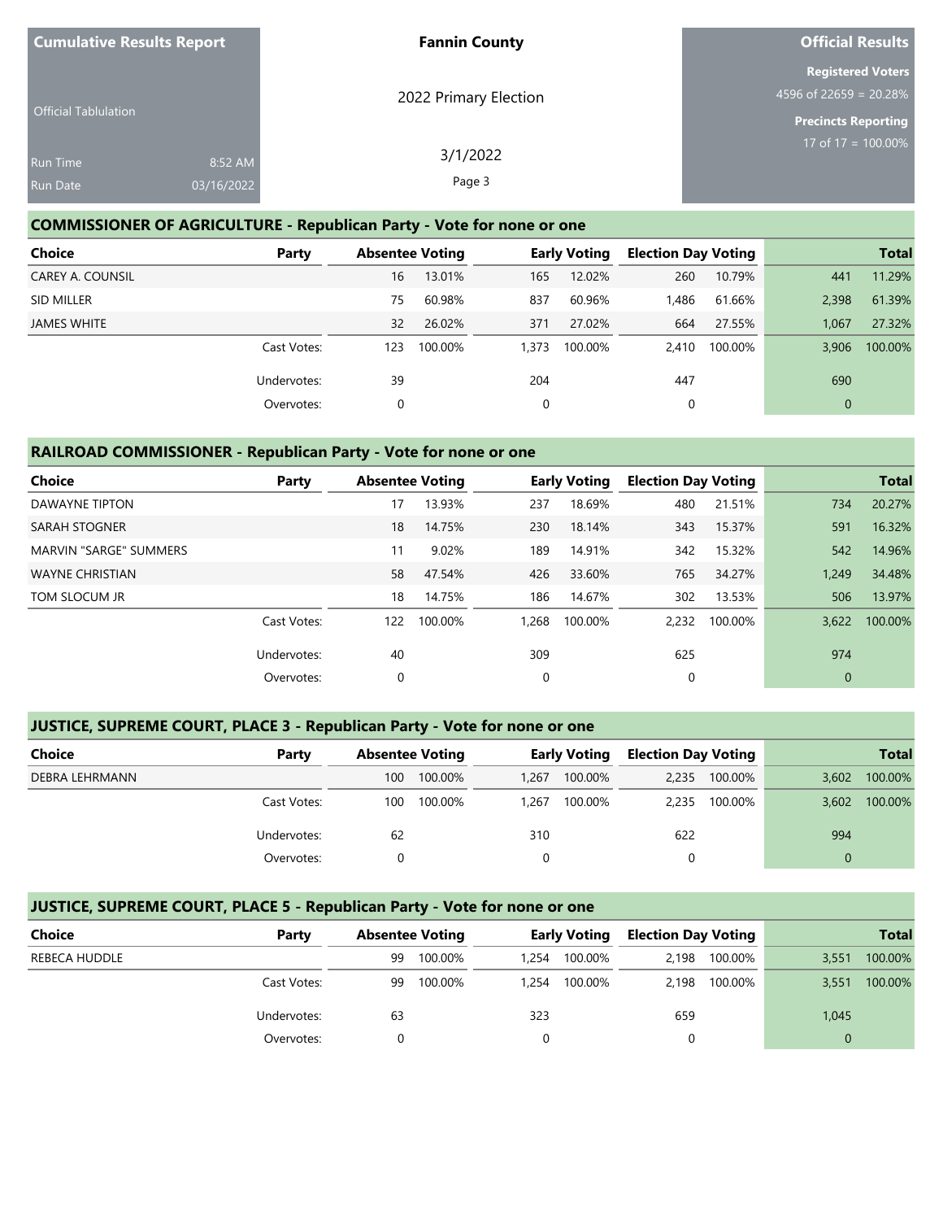Cumulative Results Report

Official Tablulation

Run Time 8:52 AM
Run Date 03/16/2022

**Fannin County**

2022 Primary Election

3/1/2022

**Official Results**

**Registered Voters**
4596 of 22659 = 20.28%

**Precincts Reporting**
17 of 17 = 100.00%

## COMMISSIONER OF AGRICULTURE - Republican Party - Vote for none or one

| Choice | Party | Absentee Voting | | Early Voting | | Election Day Voting | | Total | |
|---|---|---|---|---|---|---|---|---|---|
| CAREY A. COUNSIL | | 16 | 13.01% | 165 | 12.02% | 260 | 10.79% | 441 | 11.29% |
| SID MILLER | | 75 | 60.98% | 837 | 60.96% | 1,486 | 61.66% | 2,398 | 61.39% |
| JAMES WHITE | | 32 | 26.02% | 371 | 27.02% | 664 | 27.55% | 1,067 | 27.32% |
| | Cast Votes: | 123 | 100.00% | 1,373 | 100.00% | 2,410 | 100.00% | 3,906 | 100.00% |
| | Undervotes: | 39 | | 204 | | 447 | | 690 | |
| | Overvotes: | 0 | | 0 | | 0 | | 0 | |

## RAILROAD COMMISSIONER - Republican Party - Vote for none or one

| Choice | Party | Absentee Voting | | Early Voting | | Election Day Voting | | Total | |
|---|---|---|---|---|---|---|---|---|---|
| DAWAYNE TIPTON | | 17 | 13.93% | 237 | 18.69% | 480 | 21.51% | 734 | 20.27% |
| SARAH STOGNER | | 18 | 14.75% | 230 | 18.14% | 343 | 15.37% | 591 | 16.32% |
| MARVIN "SARGE" SUMMERS | | 11 | 9.02% | 189 | 14.91% | 342 | 15.32% | 542 | 14.96% |
| WAYNE CHRISTIAN | | 58 | 47.54% | 426 | 33.60% | 765 | 34.27% | 1,249 | 34.48% |
| TOM SLOCUM JR | | 18 | 14.75% | 186 | 14.67% | 302 | 13.53% | 506 | 13.97% |
| | Cast Votes: | 122 | 100.00% | 1,268 | 100.00% | 2,232 | 100.00% | 3,622 | 100.00% |
| | Undervotes: | 40 | | 309 | | 625 | | 974 | |
| | Overvotes: | 0 | | 0 | | 0 | | 0 | |

## JUSTICE, SUPREME COURT, PLACE 3 - Republican Party - Vote for none or one

| Choice | Party | Absentee Voting | | Early Voting | | Election Day Voting | | Total | |
|---|---|---|---|---|---|---|---|---|---|
| DEBRA LEHRMANN | | 100 | 100.00% | 1,267 | 100.00% | 2,235 | 100.00% | 3,602 | 100.00% |
| | Cast Votes: | 100 | 100.00% | 1,267 | 100.00% | 2,235 | 100.00% | 3,602 | 100.00% |
| | Undervotes: | 62 | | 310 | | 622 | | 994 | |
| | Overvotes: | 0 | | 0 | | 0 | | 0 | |

## JUSTICE, SUPREME COURT, PLACE 5 - Republican Party - Vote for none or one

| Choice | Party | Absentee Voting | | Early Voting | | Election Day Voting | | Total | |
|---|---|---|---|---|---|---|---|---|---|
| REBECA HUDDLE | | 99 | 100.00% | 1,254 | 100.00% | 2,198 | 100.00% | 3,551 | 100.00% |
| | Cast Votes: | 99 | 100.00% | 1,254 | 100.00% | 2,198 | 100.00% | 3,551 | 100.00% |
| | Undervotes: | 63 | | 323 | | 659 | | 1,045 | |
| | Overvotes: | 0 | | 0 | | 0 | | 0 | |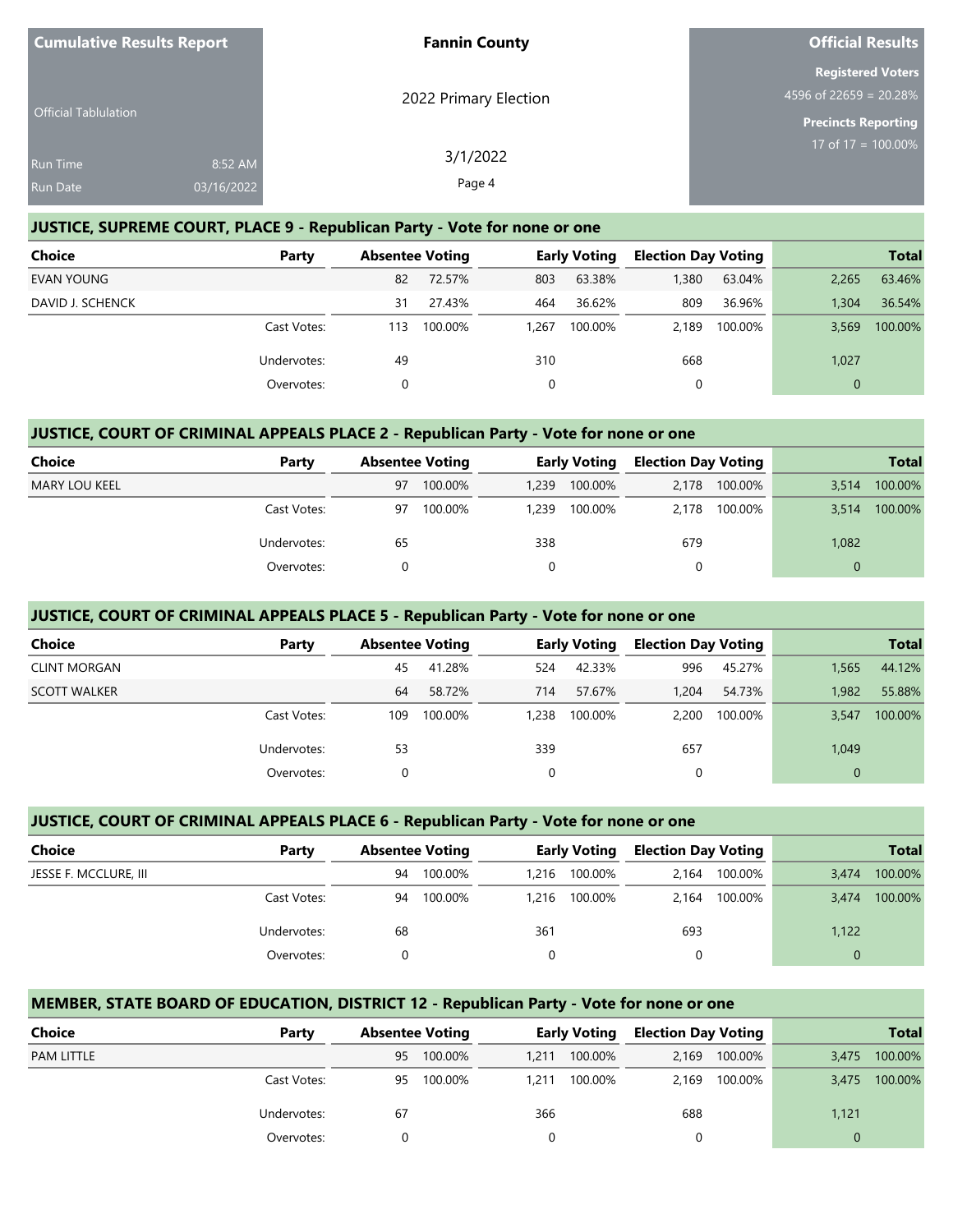Cumulative Results Report

Official Tablulation

Run Time 8:52 AM
Run Date 03/16/2022

**Fannin County**

2022 Primary Election

3/1/2022

**Official Results**

**Registered Voters**
4596 of 22659 = 20.28%

**Precincts Reporting**
17 of 17 = 100.00%

## JUSTICE, SUPREME COURT, PLACE 9 - Republican Party - Vote for none or one

| Choice | Party | Absentee Voting | | Early Voting | | Election Day Voting | | Total | |
|---|---|---|---|---|---|---|---|---|---|
| EVAN YOUNG | | 82 | 72.57% | 803 | 63.38% | 1,380 | 63.04% | 2,265 | 63.46% |
| DAVID J. SCHENCK | | 31 | 27.43% | 464 | 36.62% | 809 | 36.96% | 1,304 | 36.54% |
| | Cast Votes: | 113 | 100.00% | 1,267 | 100.00% | 2,189 | 100.00% | 3,569 | 100.00% |
| | Undervotes: | 49 | | 310 | | 668 | | 1,027 | |
| | Overvotes: | 0 | | 0 | | 0 | | 0 | |

## JUSTICE, COURT OF CRIMINAL APPEALS PLACE 2 - Republican Party - Vote for none or one

| Choice | Party | Absentee Voting | | Early Voting | | Election Day Voting | | Total | |
|---|---|---|---|---|---|---|---|---|---|
| MARY LOU KEEL | | 97 | 100.00% | 1,239 | 100.00% | 2,178 | 100.00% | 3,514 | 100.00% |
| | Cast Votes: | 97 | 100.00% | 1,239 | 100.00% | 2,178 | 100.00% | 3,514 | 100.00% |
| | Undervotes: | 65 | | 338 | | 679 | | 1,082 | |
| | Overvotes: | 0 | | 0 | | 0 | | 0 | |

## JUSTICE, COURT OF CRIMINAL APPEALS PLACE 5 - Republican Party - Vote for none or one

| Choice | Party | Absentee Voting | | Early Voting | | Election Day Voting | | Total | |
|---|---|---|---|---|---|---|---|---|---|
| CLINT MORGAN | | 45 | 41.28% | 524 | 42.33% | 996 | 45.27% | 1,565 | 44.12% |
| SCOTT WALKER | | 64 | 58.72% | 714 | 57.67% | 1,204 | 54.73% | 1,982 | 55.88% |
| | Cast Votes: | 109 | 100.00% | 1,238 | 100.00% | 2,200 | 100.00% | 3,547 | 100.00% |
| | Undervotes: | 53 | | 339 | | 657 | | 1,049 | |
| | Overvotes: | 0 | | 0 | | 0 | | 0 | |

## JUSTICE, COURT OF CRIMINAL APPEALS PLACE 6 - Republican Party - Vote for none or one

| Choice | Party | Absentee Voting | | Early Voting | | Election Day Voting | | Total | |
|---|---|---|---|---|---|---|---|---|---|
| JESSE F. MCCLURE, III | | 94 | 100.00% | 1,216 | 100.00% | 2,164 | 100.00% | 3,474 | 100.00% |
| | Cast Votes: | 94 | 100.00% | 1,216 | 100.00% | 2,164 | 100.00% | 3,474 | 100.00% |
| | Undervotes: | 68 | | 361 | | 693 | | 1,122 | |
| | Overvotes: | 0 | | 0 | | 0 | | 0 | |

## MEMBER, STATE BOARD OF EDUCATION, DISTRICT 12 - Republican Party - Vote for none or one

| Choice | Party | Absentee Voting | | Early Voting | | Election Day Voting | | Total | |
|---|---|---|---|---|---|---|---|---|---|
| PAM LITTLE | | 95 | 100.00% | 1,211 | 100.00% | 2,169 | 100.00% | 3,475 | 100.00% |
| | Cast Votes: | 95 | 100.00% | 1,211 | 100.00% | 2,169 | 100.00% | 3,475 | 100.00% |
| | Undervotes: | 67 | | 366 | | 688 | | 1,121 | |
| | Overvotes: | 0 | | 0 | | 0 | | 0 | |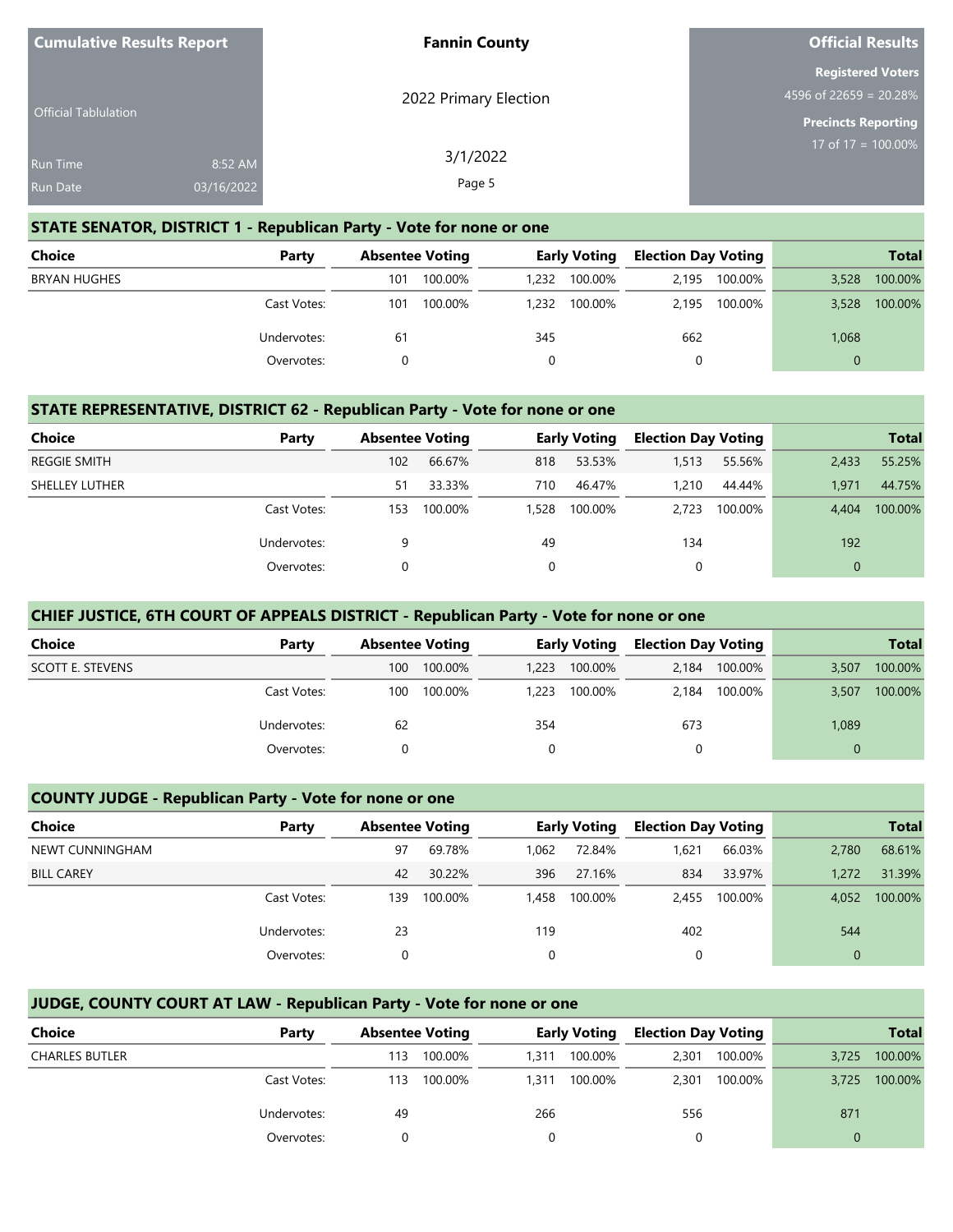| Cumulative Results Report | Fannin County | Official Results |
|---|---|---|
| Official Tabulation | 2022 Primary Election | Registered Voters 4596 of 22659 = 20.28% |
| Run Time 8:52 AM | 3/1/2022 | Precincts Reporting 17 of 17 = 100.00% |
| Run Date 03/16/2022 | | |

## STATE SENATOR, DISTRICT 1 - Republican Party - Vote for none or one

| Choice | Party | Absentee Voting | | Early Voting | | Election Day Voting | | Total | |
|---|---|---|---|---|---|---|---|---|---|
| BRYAN HUGHES | | 101 | 100.00% | 1,232 | 100.00% | 2,195 | 100.00% | 3,528 | 100.00% |
| | Cast Votes: | 101 | 100.00% | 1,232 | 100.00% | 2,195 | 100.00% | 3,528 | 100.00% |
| | Undervotes: | 61 | | 345 | | 662 | | 1,068 | |
| | Overvotes: | 0 | | 0 | | 0 | | 0 | |

## STATE REPRESENTATIVE, DISTRICT 62 - Republican Party - Vote for none or one

| Choice | Party | Absentee Voting | | Early Voting | | Election Day Voting | | Total | |
|---|---|---|---|---|---|---|---|---|---|
| REGGIE SMITH | | 102 | 66.67% | 818 | 53.53% | 1,513 | 55.56% | 2,433 | 55.25% |
| SHELLEY LUTHER | | 51 | 33.33% | 710 | 46.47% | 1,210 | 44.44% | 1,971 | 44.75% |
| | Cast Votes: | 153 | 100.00% | 1,528 | 100.00% | 2,723 | 100.00% | 4,404 | 100.00% |
| | Undervotes: | 9 | | 49 | | 134 | | 192 | |
| | Overvotes: | 0 | | 0 | | 0 | | 0 | |

## CHIEF JUSTICE, 6TH COURT OF APPEALS DISTRICT - Republican Party - Vote for none or one

| Choice | Party | Absentee Voting | | Early Voting | | Election Day Voting | | Total | |
|---|---|---|---|---|---|---|---|---|---|
| SCOTT E. STEVENS | | 100 | 100.00% | 1,223 | 100.00% | 2,184 | 100.00% | 3,507 | 100.00% |
| | Cast Votes: | 100 | 100.00% | 1,223 | 100.00% | 2,184 | 100.00% | 3,507 | 100.00% |
| | Undervotes: | 62 | | 354 | | 673 | | 1,089 | |
| | Overvotes: | 0 | | 0 | | 0 | | 0 | |

## COUNTY JUDGE - Republican Party - Vote for none or one

| Choice | Party | Absentee Voting | | Early Voting | | Election Day Voting | | Total | |
|---|---|---|---|---|---|---|---|---|---|
| NEWT CUNNINGHAM | | 97 | 69.78% | 1,062 | 72.84% | 1,621 | 66.03% | 2,780 | 68.61% |
| BILL CAREY | | 42 | 30.22% | 396 | 27.16% | 834 | 33.97% | 1,272 | 31.39% |
| | Cast Votes: | 139 | 100.00% | 1,458 | 100.00% | 2,455 | 100.00% | 4,052 | 100.00% |
| | Undervotes: | 23 | | 119 | | 402 | | 544 | |
| | Overvotes: | 0 | | 0 | | 0 | | 0 | |

## JUDGE, COUNTY COURT AT LAW - Republican Party - Vote for none or one

| Choice | Party | Absentee Voting | | Early Voting | | Election Day Voting | | Total | |
|---|---|---|---|---|---|---|---|---|---|
| CHARLES BUTLER | | 113 | 100.00% | 1,311 | 100.00% | 2,301 | 100.00% | 3,725 | 100.00% |
| | Cast Votes: | 113 | 100.00% | 1,311 | 100.00% | 2,301 | 100.00% | 3,725 | 100.00% |
| | Undervotes: | 49 | | 266 | | 556 | | 871 | |
| | Overvotes: | 0 | | 0 | | 0 | | 0 | |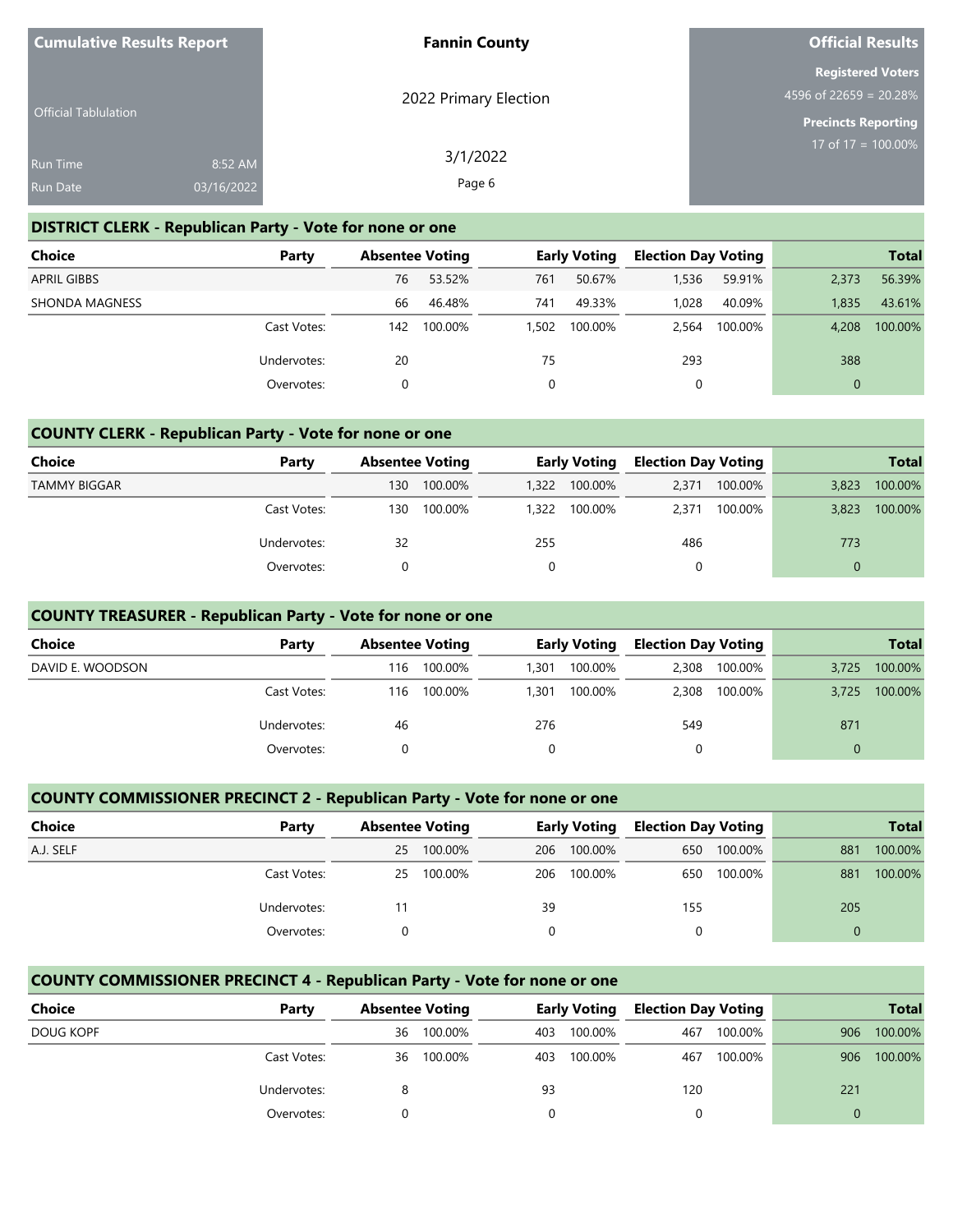**Cumulative Results Report**

Official Tabulation

Run Time 8:52 AM

Run Date 03/16/2022

**Fannin County**

2022 Primary Election

3/1/2022

**Official Results**

**Registered Voters**

4596 of 22659 = 20.28%

**Precincts Reporting**

17 of 17 = 100.00%

## DISTRICT CLERK - Republican Party - Vote for none or one

| Choice | Party | Absentee Voting | | Early Voting | | Election Day Voting | | Total | |
|---|---|---|---|---|---|---|---|---|---|
| APRIL GIBBS | | 76 | 53.52% | 761 | 50.67% | 1,536 | 59.91% | 2,373 | 56.39% |
| SHONDA MAGNESS | | 66 | 46.48% | 741 | 49.33% | 1,028 | 40.09% | 1,835 | 43.61% |
| | Cast Votes: | 142 | 100.00% | 1,502 | 100.00% | 2,564 | 100.00% | 4,208 | 100.00% |
| | Undervotes: | 20 | | 75 | | 293 | | 388 | |
| | Overvotes: | 0 | | 0 | | 0 | | 0 | |

## COUNTY CLERK - Republican Party - Vote for none or one

| Choice | Party | Absentee Voting | | Early Voting | | Election Day Voting | | Total | |
|---|---|---|---|---|---|---|---|---|---|
| TAMMY BIGGAR | | 130 | 100.00% | 1,322 | 100.00% | 2,371 | 100.00% | 3,823 | 100.00% |
| | Cast Votes: | 130 | 100.00% | 1,322 | 100.00% | 2,371 | 100.00% | 3,823 | 100.00% |
| | Undervotes: | 32 | | 255 | | 486 | | 773 | |
| | Overvotes: | 0 | | 0 | | 0 | | 0 | |

## COUNTY TREASURER - Republican Party - Vote for none or one

| Choice | Party | Absentee Voting | | Early Voting | | Election Day Voting | | Total | |
|---|---|---|---|---|---|---|---|---|---|
| DAVID E. WOODSON | | 116 | 100.00% | 1,301 | 100.00% | 2,308 | 100.00% | 3,725 | 100.00% |
| | Cast Votes: | 116 | 100.00% | 1,301 | 100.00% | 2,308 | 100.00% | 3,725 | 100.00% |
| | Undervotes: | 46 | | 276 | | 549 | | 871 | |
| | Overvotes: | 0 | | 0 | | 0 | | 0 | |

## COUNTY COMMISSIONER PRECINCT 2 - Republican Party - Vote for none or one

| Choice | Party | Absentee Voting | | Early Voting | | Election Day Voting | | Total | |
|---|---|---|---|---|---|---|---|---|---|
| A.J. SELF | | 25 | 100.00% | 206 | 100.00% | 650 | 100.00% | 881 | 100.00% |
| | Cast Votes: | 25 | 100.00% | 206 | 100.00% | 650 | 100.00% | 881 | 100.00% |
| | Undervotes: | 11 | | 39 | | 155 | | 205 | |
| | Overvotes: | 0 | | 0 | | 0 | | 0 | |

## COUNTY COMMISSIONER PRECINCT 4 - Republican Party - Vote for none or one

| Choice | Party | Absentee Voting | | Early Voting | | Election Day Voting | | Total | |
|---|---|---|---|---|---|---|---|---|---|
| DOUG KOPF | | 36 | 100.00% | 403 | 100.00% | 467 | 100.00% | 906 | 100.00% |
| | Cast Votes: | 36 | 100.00% | 403 | 100.00% | 467 | 100.00% | 906 | 100.00% |
| | Undervotes: | 8 | | 93 | | 120 | | 221 | |
| | Overvotes: | 0 | | 0 | | 0 | | 0 | |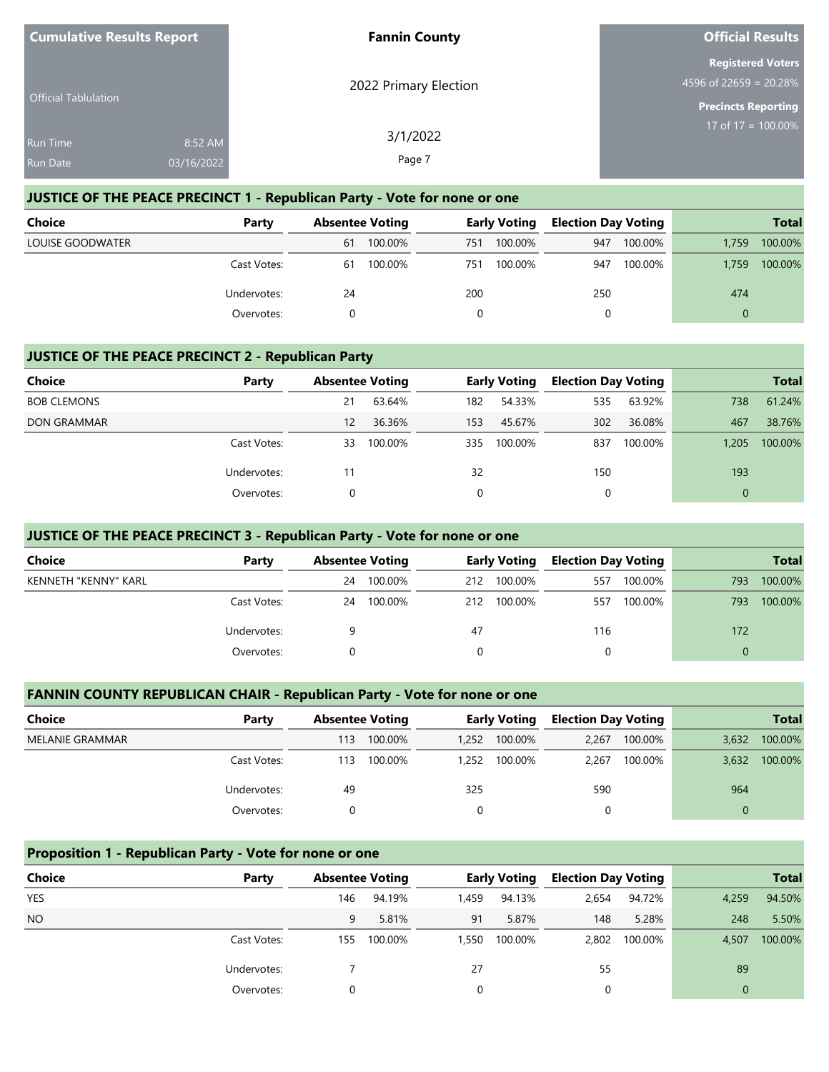| Cumulative Results Report | Fannin County | Official Results |
|---|---|---|
| Official Tabulation | 2022 Primary Election | Registered Voters 4596 of 22659 = 20.28% |
| Run Time 8:52 AM | 3/1/2022 | Precincts Reporting 17 of 17 = 100.00% |
| Run Date 03/16/2022 | | |

## JUSTICE OF THE PEACE PRECINCT 1 - Republican Party - Vote for none or one

| Choice | Party | Absentee Voting | | Early Voting | | Election Day Voting | | Total | |
|---|---|---|---|---|---|---|---|---|---|
| LOUISE GOODWATER | | 61 | 100.00% | 751 | 100.00% | 947 | 100.00% | 1,759 | 100.00% |
| | Cast Votes: | 61 | 100.00% | 751 | 100.00% | 947 | 100.00% | 1,759 | 100.00% |
| | Undervotes: | 24 | | 200 | | 250 | | 474 | |
| | Overvotes: | 0 | | 0 | | 0 | | 0 | |

## JUSTICE OF THE PEACE PRECINCT 2 - Republican Party

| Choice | Party | Absentee Voting | | Early Voting | | Election Day Voting | | Total | |
|---|---|---|---|---|---|---|---|---|---|
| BOB CLEMONS | | 21 | 63.64% | 182 | 54.33% | 535 | 63.92% | 738 | 61.24% |
| DON GRAMMAR | | 12 | 36.36% | 153 | 45.67% | 302 | 36.08% | 467 | 38.76% |
| | Cast Votes: | 33 | 100.00% | 335 | 100.00% | 837 | 100.00% | 1,205 | 100.00% |
| | Undervotes: | 11 | | 32 | | 150 | | 193 | |
| | Overvotes: | 0 | | 0 | | 0 | | 0 | |

## JUSTICE OF THE PEACE PRECINCT 3 - Republican Party - Vote for none or one

| Choice | Party | Absentee Voting | | Early Voting | | Election Day Voting | | Total | |
|---|---|---|---|---|---|---|---|---|---|
| KENNETH "KENNY" KARL | | 24 | 100.00% | 212 | 100.00% | 557 | 100.00% | 793 | 100.00% |
| | Cast Votes: | 24 | 100.00% | 212 | 100.00% | 557 | 100.00% | 793 | 100.00% |
| | Undervotes: | 9 | | 47 | | 116 | | 172 | |
| | Overvotes: | 0 | | 0 | | 0 | | 0 | |

## FANNIN COUNTY REPUBLICAN CHAIR - Republican Party - Vote for none or one

| Choice | Party | Absentee Voting | | Early Voting | | Election Day Voting | | Total | |
|---|---|---|---|---|---|---|---|---|---|
| MELANIE GRAMMAR | | 113 | 100.00% | 1,252 | 100.00% | 2,267 | 100.00% | 3,632 | 100.00% |
| | Cast Votes: | 113 | 100.00% | 1,252 | 100.00% | 2,267 | 100.00% | 3,632 | 100.00% |
| | Undervotes: | 49 | | 325 | | 590 | | 964 | |
| | Overvotes: | 0 | | 0 | | 0 | | 0 | |

## Proposition 1 - Republican Party - Vote for none or one

| Choice | Party | Absentee Voting | | Early Voting | | Election Day Voting | | Total | |
|---|---|---|---|---|---|---|---|---|---|
| YES | | 146 | 94.19% | 1,459 | 94.13% | 2,654 | 94.72% | 4,259 | 94.50% |
| NO | | 9 | 5.81% | 91 | 5.87% | 148 | 5.28% | 248 | 5.50% |
| | Cast Votes: | 155 | 100.00% | 1,550 | 100.00% | 2,802 | 100.00% | 4,507 | 100.00% |
| | Undervotes: | 7 | | 27 | | 55 | | 89 | |
| | Overvotes: | 0 | | 0 | | 0 | | 0 | |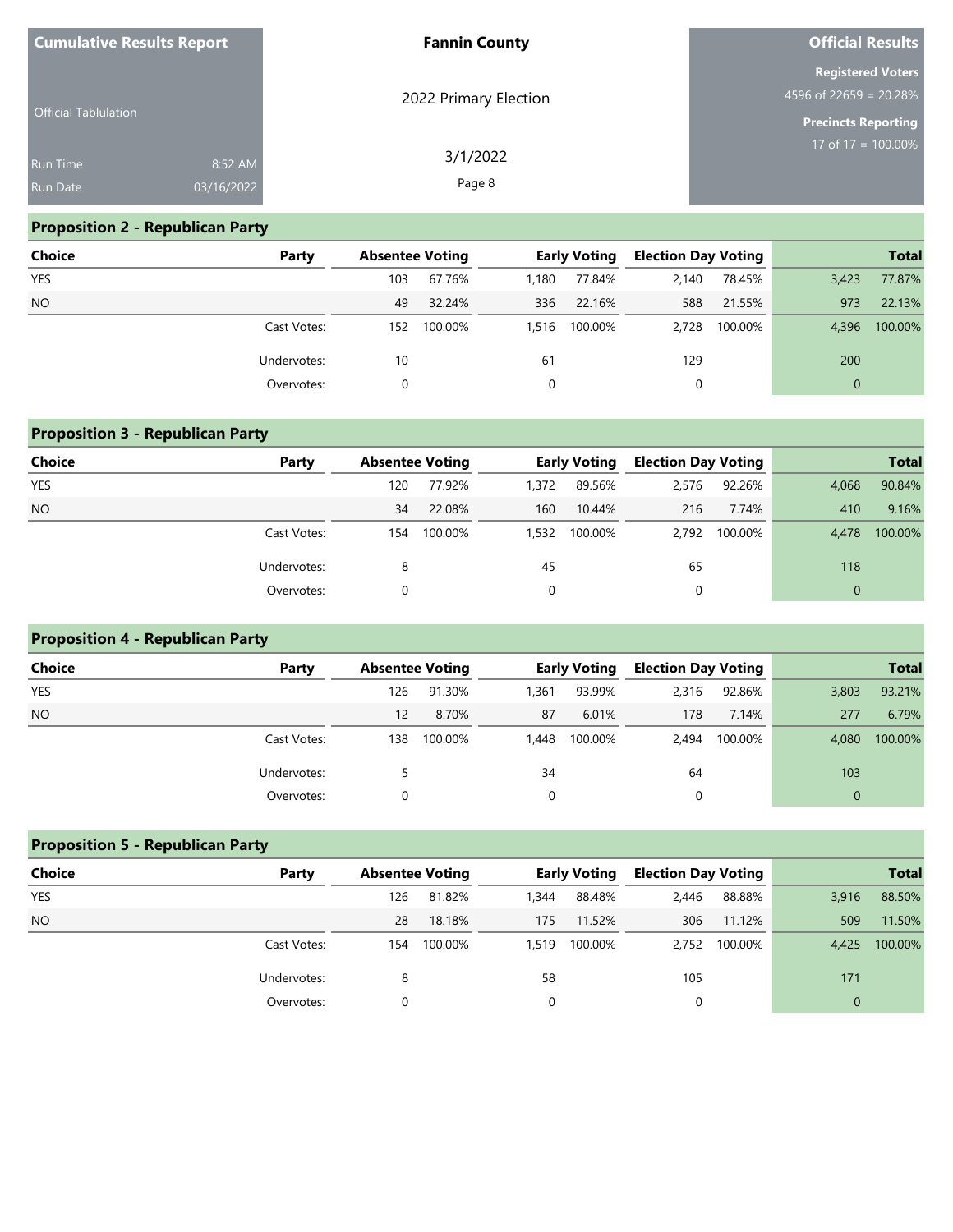| Cumulative Results Report | Fannin County | Official Results |
|---|---|---|
| Official Tabulation | 2022 Primary Election | Registered Voters 4596 of 22659 = 20.28% |
| Run Time 8:52 AM | 3/1/2022 | Precincts Reporting 17 of 17 = 100.00% |
| Run Date 03/16/2022 | | |

## Proposition 2 - Republican Party

| Choice | Party | Absentee Voting | | Early Voting | | Election Day Voting | | Total | |
|---|---|---|---|---|---|---|---|---|---|
| YES | | 103 | 67.76% | 1,180 | 77.84% | 2,140 | 78.45% | 3,423 | 77.87% |
| NO | | 49 | 32.24% | 336 | 22.16% | 588 | 21.55% | 973 | 22.13% |
| | Cast Votes: | 152 | 100.00% | 1,516 | 100.00% | 2,728 | 100.00% | 4,396 | 100.00% |
| | Undervotes: | 10 | | 61 | | 129 | | 200 | |
| | Overvotes: | 0 | | 0 | | 0 | | 0 | |

## Proposition 3 - Republican Party

| Choice | Party | Absentee Voting | | Early Voting | | Election Day Voting | | Total | |
|---|---|---|---|---|---|---|---|---|---|
| YES | | 120 | 77.92% | 1,372 | 89.56% | 2,576 | 92.26% | 4,068 | 90.84% |
| NO | | 34 | 22.08% | 160 | 10.44% | 216 | 7.74% | 410 | 9.16% |
| | Cast Votes: | 154 | 100.00% | 1,532 | 100.00% | 2,792 | 100.00% | 4,478 | 100.00% |
| | Undervotes: | 8 | | 45 | | 65 | | 118 | |
| | Overvotes: | 0 | | 0 | | 0 | | 0 | |

## Proposition 4 - Republican Party

| Choice | Party | Absentee Voting | | Early Voting | | Election Day Voting | | Total | |
|---|---|---|---|---|---|---|---|---|---|
| YES | | 126 | 91.30% | 1,361 | 93.99% | 2,316 | 92.86% | 3,803 | 93.21% |
| NO | | 12 | 8.70% | 87 | 6.01% | 178 | 7.14% | 277 | 6.79% |
| | Cast Votes: | 138 | 100.00% | 1,448 | 100.00% | 2,494 | 100.00% | 4,080 | 100.00% |
| | Undervotes: | 5 | | 34 | | 64 | | 103 | |
| | Overvotes: | 0 | | 0 | | 0 | | 0 | |

## Proposition 5 - Republican Party

| Choice | Party | Absentee Voting | | Early Voting | | Election Day Voting | | Total | |
|---|---|---|---|---|---|---|---|---|---|
| YES | | 126 | 81.82% | 1,344 | 88.48% | 2,446 | 88.88% | 3,916 | 88.50% |
| NO | | 28 | 18.18% | 175 | 11.52% | 306 | 11.12% | 509 | 11.50% |
| | Cast Votes: | 154 | 100.00% | 1,519 | 100.00% | 2,752 | 100.00% | 4,425 | 100.00% |
| | Undervotes: | 8 | | 58 | | 105 | | 171 | |
| | Overvotes: | 0 | | 0 | | 0 | | 0 | |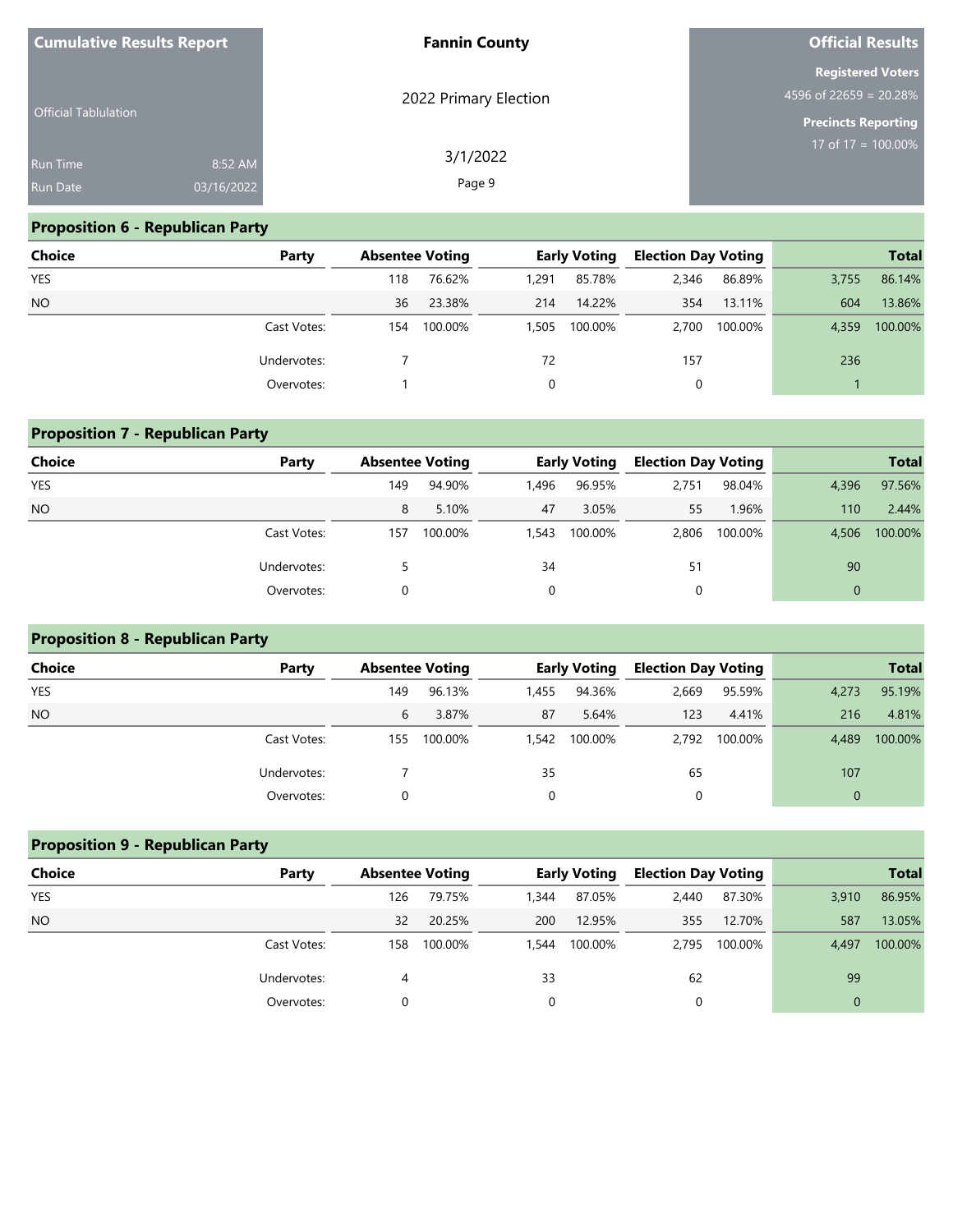| Cumulative Results Report | Fannin County | Official Results |
|---|---|---|
| Official Tablulation | 2022 Primary Election | Registered Voters 4596 of 22659 = 20.28% |
| Run Time 8:52 AM | 3/1/2022 | Precincts Reporting 17 of 17 = 100.00% |
| Run Date 03/16/2022 | | |

## Proposition 6 - Republican Party

| Choice | Party | Absentee Voting | | Early Voting | | Election Day Voting | | Total | |
|---|---|---|---|---|---|---|---|---|---|
| YES | | 118 | 76.62% | 1,291 | 85.78% | 2,346 | 86.89% | 3,755 | 86.14% |
| NO | | 36 | 23.38% | 214 | 14.22% | 354 | 13.11% | 604 | 13.86% |
| | Cast Votes: | 154 | 100.00% | 1,505 | 100.00% | 2,700 | 100.00% | 4,359 | 100.00% |
| | Undervotes: | 7 | | 72 | | 157 | | 236 | |
| | Overvotes: | 1 | | 0 | | 0 | | 1 | |

## Proposition 7 - Republican Party

| Choice | Party | Absentee Voting | | Early Voting | | Election Day Voting | | Total | |
|---|---|---|---|---|---|---|---|---|---|
| YES | | 149 | 94.90% | 1,496 | 96.95% | 2,751 | 98.04% | 4,396 | 97.56% |
| NO | | 8 | 5.10% | 47 | 3.05% | 55 | 1.96% | 110 | 2.44% |
| | Cast Votes: | 157 | 100.00% | 1,543 | 100.00% | 2,806 | 100.00% | 4,506 | 100.00% |
| | Undervotes: | 5 | | 34 | | 51 | | 90 | |
| | Overvotes: | 0 | | 0 | | 0 | | 0 | |

## Proposition 8 - Republican Party

| Choice | Party | Absentee Voting | | Early Voting | | Election Day Voting | | Total | |
|---|---|---|---|---|---|---|---|---|---|
| YES | | 149 | 96.13% | 1,455 | 94.36% | 2,669 | 95.59% | 4,273 | 95.19% |
| NO | | 6 | 3.87% | 87 | 5.64% | 123 | 4.41% | 216 | 4.81% |
| | Cast Votes: | 155 | 100.00% | 1,542 | 100.00% | 2,792 | 100.00% | 4,489 | 100.00% |
| | Undervotes: | 7 | | 35 | | 65 | | 107 | |
| | Overvotes: | 0 | | 0 | | 0 | | 0 | |

## Proposition 9 - Republican Party

| Choice | Party | Absentee Voting | | Early Voting | | Election Day Voting | | Total | |
|---|---|---|---|---|---|---|---|---|---|
| YES | | 126 | 79.75% | 1,344 | 87.05% | 2,440 | 87.30% | 3,910 | 86.95% |
| NO | | 32 | 20.25% | 200 | 12.95% | 355 | 12.70% | 587 | 13.05% |
| | Cast Votes: | 158 | 100.00% | 1,544 | 100.00% | 2,795 | 100.00% | 4,497 | 100.00% |
| | Undervotes: | 4 | | 33 | | 62 | | 99 | |
| | Overvotes: | 0 | | 0 | | 0 | | 0 | |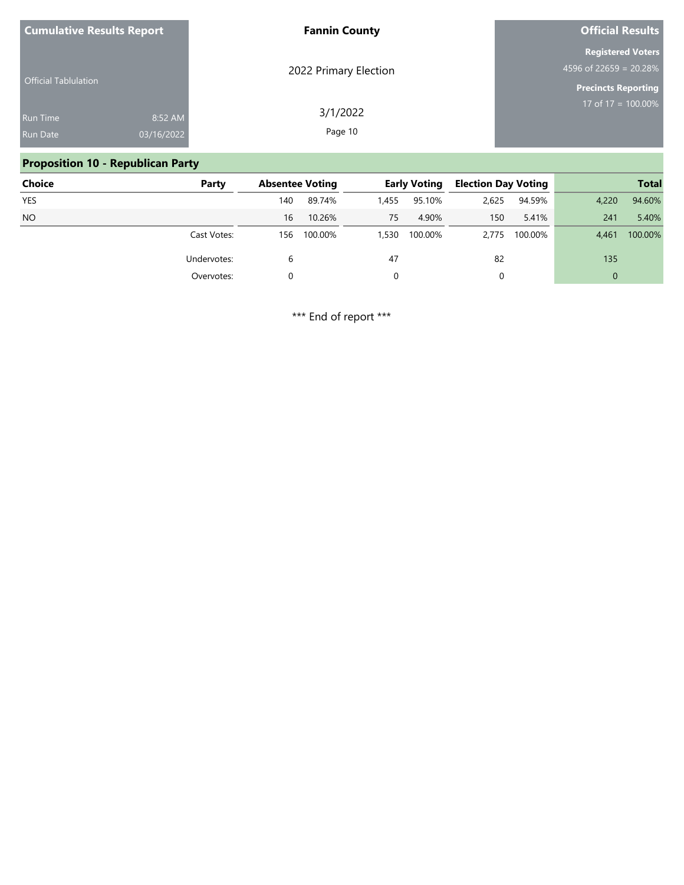| Cumulative Results Report | | Fannin County | Official Results |
|---|---|---|---|
| Official Tablulation | | 2022 Primary Election | Registered Voters 4596 of 22659 = 20.28% |
| Run Time | 8:52 AM | 3/1/2022 | Precincts Reporting 17 of 17 = 100.00% |
| Run Date | 03/16/2022 | | |

## Proposition 10 - Republican Party

| Choice | Party | Absentee Voting | | Early Voting | | Election Day Voting | | Total | |
|---|---|---|---|---|---|---|---|---|---|
| YES | | 140 | 89.74% | 1,455 | 95.10% | 2,625 | 94.59% | 4,220 | 94.60% |
| NO | | 16 | 10.26% | 75 | 4.90% | 150 | 5.41% | 241 | 5.40% |
| | Cast Votes: | 156 | 100.00% | 1,530 | 100.00% | 2,775 | 100.00% | 4,461 | 100.00% |
| | Undervotes: | 6 | | 47 | | 82 | | 135 | |
| | Overvotes: | 0 | | 0 | | 0 | | 0 | |

*** End of report ***